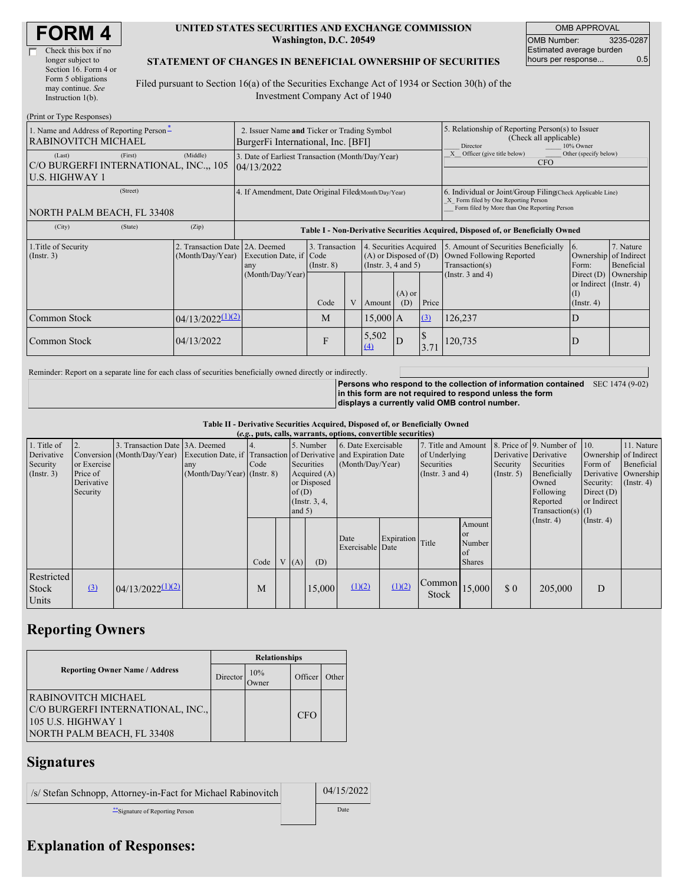# FORM 4

☐ Check this box if no longer subject to Section 16. Form 4 or Form 5 obligations may continue. *See* Instruction 1(b).

**UNITED STATES SECURITIES AND EXCHANGE COMMISSION**
**Washington, D.C. 20549**

**STATEMENT OF CHANGES IN BENEFICIAL OWNERSHIP OF SECURITIES**

Filed pursuant to Section 16(a) of the Securities Exchange Act of 1934 or Section 30(h) of the Investment Company Act of 1940

| OMB APPROVAL | |
|---|---|
| OMB Number: | 3235-0287 |
| Estimated average burden hours per response... | 0.5 |

(Print or Type Responses)

| | | |
|---|---|---|
| 1. Name and Address of Reporting Person[*] RABINOVITCH MICHAEL | 2. Issuer Name **and** Ticker or Trading Symbol BurgerFi International, Inc. [BFI] | 5. Relationship of Reporting Person(s) to Issuer (Check all applicable) ___ Director ___ 10% Owner _X_ Officer (give title below) ___ Other (specify below) CFO |
| (Last) (First) (Middle) C/O BURGERFI INTERNATIONAL, INC.,, 105 U.S. HIGHWAY 1 | 3. Date of Earliest Transaction (Month/Day/Year) 04/13/2022 | |
| (Street) NORTH PALM BEACH, FL 33408 | 4. If Amendment, Date Original Filed (Month/Day/Year) | 6. Individual or Joint/Group Filing (Check Applicable Line) _X_ Form filed by One Reporting Person ___ Form filed by More than One Reporting Person |
| (City) (State) (Zip) | | |

**Table I - Non-Derivative Securities Acquired, Disposed of, or Beneficially Owned**

| 1.Title of Security (Instr. 3) | 2. Transaction Date (Month/Day/Year) | 2A. Deemed Execution Date, if any (Month/Day/Year) | 3. Transaction Code (Instr. 8) | | 4. Securities Acquired (A) or Disposed of (D) (Instr. 3, 4 and 5) | | | 5. Amount of Securities Beneficially Owned Following Reported Transaction(s) (Instr. 3 and 4) | 6. Ownership Form: Direct (D) or Indirect (I) (Instr. 4) | 7. Nature of Indirect Beneficial Ownership (Instr. 4) |
|---|---|---|---|---|---|---|---|---|---|---|
| | | | Code | V | Amount | (A) or (D) | Price | | | |
| Common Stock | 04/13/2022 (1)(2) | | M | | 15,000 | A | (3) | 126,237 | D | |
| Common Stock | 04/13/2022 | | F | | 5,502 (4) | D | $ 3.71 | 120,735 | D | |

Reminder: Report on a separate line for each class of securities beneficially owned directly or indirectly.

**Persons who respond to the collection of information contained in this form are not required to respond unless the form displays a currently valid OMB control number.** SEC 1474 (9-02)

**Table II - Derivative Securities Acquired, Disposed of, or Beneficially Owned**
***(e.g.*, puts, calls, warrants, options, convertible securities)**

| 1. Title of Derivative Security (Instr. 3) | 2. Conversion or Exercise Price of Derivative Security | 3. Transaction Date (Month/Day/Year) | 3A. Deemed Execution Date, if any (Month/Day/Year) | 4. Transaction Code (Instr. 8) | | 5. Number of Derivative Securities Acquired (A) or Disposed of (D) (Instr. 3, 4, and 5) | | 6. Date Exercisable and Expiration Date (Month/Day/Year) | | 7. Title and Amount of Underlying Securities (Instr. 3 and 4) | | 8. Price of Derivative Security (Instr. 5) | 9. Number of Derivative Securities Beneficially Owned Following Reported Transaction(s) (Instr. 4) | 10. Ownership Form of Derivative Security: Direct (D) or Indirect (I) (Instr. 4) | 11. Nature of Indirect Beneficial Ownership (Instr. 4) |
|---|---|---|---|---|---|---|---|---|---|---|---|---|---|---|---|
| | | | | Code | V | (A) | (D) | Date Exercisable | Expiration Date | Title | Amount or Number of Shares | | | | |
| Restricted Stock Units | (3) | 04/13/2022 (1)(2) | | M | | | 15,000 | (1)(2) | (1)(2) | Common Stock | 15,000 | $ 0 | 205,000 | D | |

## Reporting Owners

| Reporting Owner Name / Address | Relationships | | | |
|---|---|---|---|---|
| | Director | 10% Owner | Officer | Other |
| RABINOVITCH MICHAEL C/O BURGERFI INTERNATIONAL, INC., 105 U.S. HIGHWAY 1 NORTH PALM BEACH, FL 33408 | | | CFO | |

## Signatures

| | |
|---|---|
| /s/ Stefan Schnopp, Attorney-in-Fact for Michael Rabinovitch | 04/15/2022 |
| **Signature of Reporting Person | Date |

## Explanation of Responses: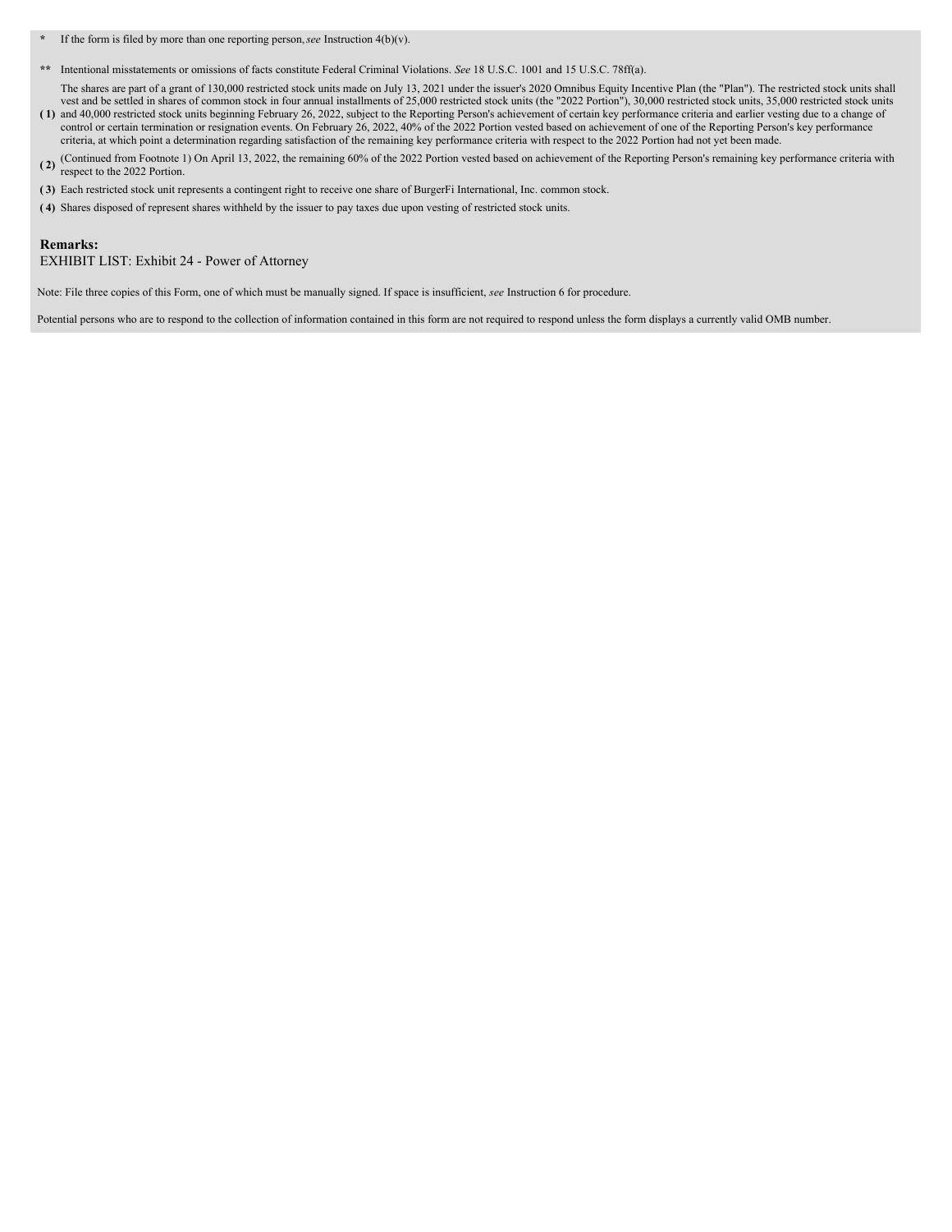\* If the form is filed by more than one reporting person, *see* Instruction 4(b)(v).

\*\* Intentional misstatements or omissions of facts constitute Federal Criminal Violations. *See* 18 U.S.C. 1001 and 15 U.S.C. 78ff(a).

(1) The shares are part of a grant of 130,000 restricted stock units made on July 13, 2021 under the issuer's 2020 Omnibus Equity Incentive Plan (the "Plan"). The restricted stock units shall vest and be settled in shares of common stock in four annual installments of 25,000 restricted stock units (the "2022 Portion"), 30,000 restricted stock units, 35,000 restricted stock units and 40,000 restricted stock units beginning February 26, 2022, subject to the Reporting Person's achievement of certain key performance criteria and earlier vesting due to a change of control or certain termination or resignation events. On February 26, 2022, 40% of the 2022 Portion vested based on achievement of one of the Reporting Person's key performance criteria, at which point a determination regarding satisfaction of the remaining key performance criteria with respect to the 2022 Portion had not yet been made.

(2) (Continued from Footnote 1) On April 13, 2022, the remaining 60% of the 2022 Portion vested based on achievement of the Reporting Person's remaining key performance criteria with respect to the 2022 Portion.

(3) Each restricted stock unit represents a contingent right to receive one share of BurgerFi International, Inc. common stock.

(4) Shares disposed of represent shares withheld by the issuer to pay taxes due upon vesting of restricted stock units.

**Remarks:**

EXHIBIT LIST: Exhibit 24 - Power of Attorney

Note: File three copies of this Form, one of which must be manually signed. If space is insufficient, *see* Instruction 6 for procedure.

Potential persons who are to respond to the collection of information contained in this form are not required to respond unless the form displays a currently valid OMB number.